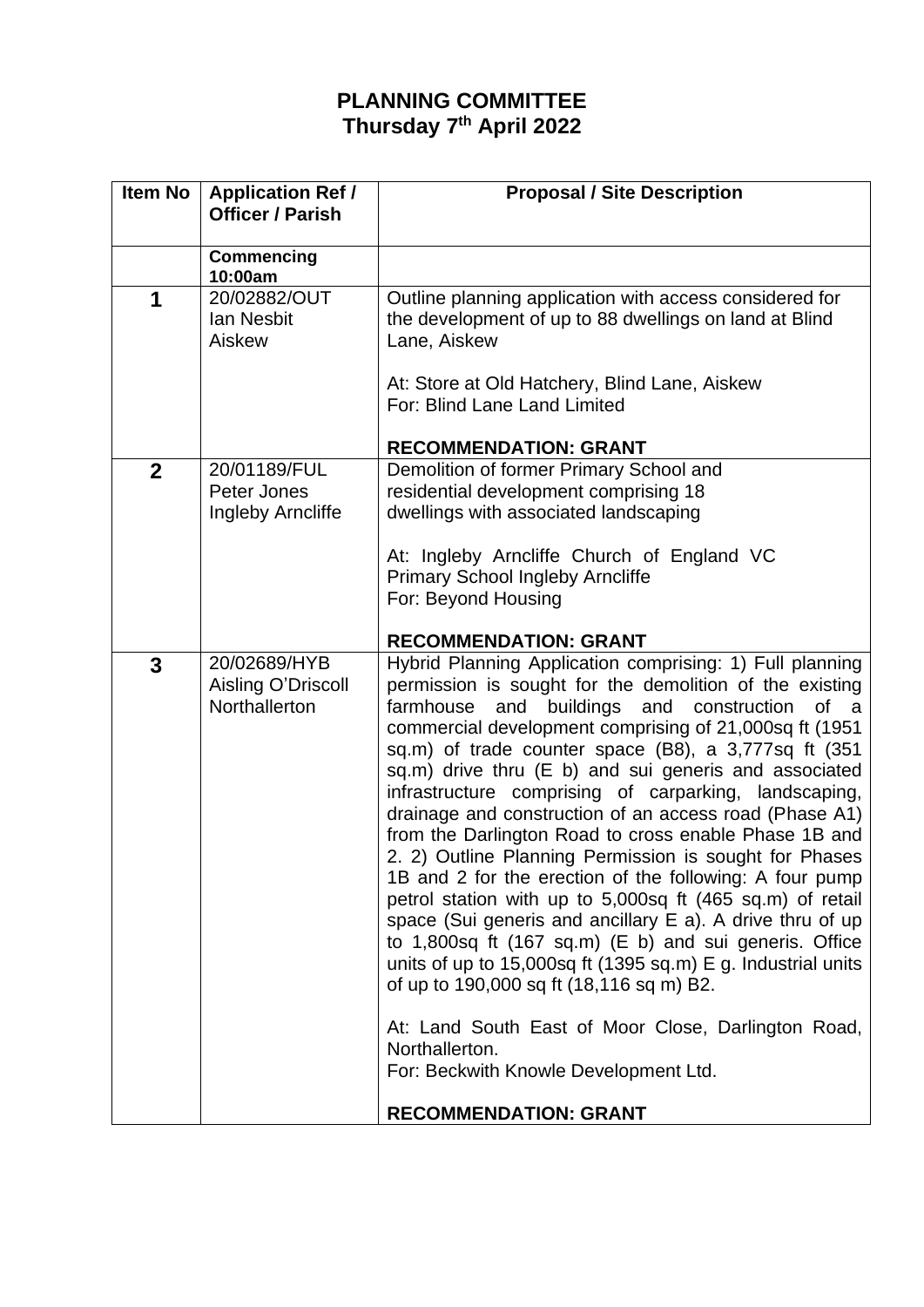# PLANNING COMMITTEE
## Thursday 7th April 2022

| Item No | Application Ref / Officer / Parish | Proposal / Site Description |
|---|---|---|
| | **Commencing 10:00am** | |
| **1** | 20/02882/OUT<br>Ian Nesbit<br>Aiskew | Outline planning application with access considered for the development of up to 88 dwellings on land at Blind Lane, Aiskew<br><br>At: Store at Old Hatchery, Blind Lane, Aiskew<br>For: Blind Lane Land Limited<br><br>**RECOMMENDATION: GRANT** |
| **2** | 20/01189/FUL<br>Peter Jones<br>Ingleby Arncliffe | Demolition of former Primary School and residential development comprising 18 dwellings with associated landscaping<br><br>At: Ingleby Arncliffe Church of England VC Primary School Ingleby Arncliffe<br>For: Beyond Housing<br><br>**RECOMMENDATION: GRANT** |
| **3** | 20/02689/HYB<br>Aisling O'Driscoll<br>Northallerton | Hybrid Planning Application comprising: 1) Full planning permission is sought for the demolition of the existing farmhouse and buildings and construction of a commercial development comprising of 21,000sq ft (1951 sq.m) of trade counter space (B8), a 3,777sq ft (351 sq.m) drive thru (E b) and sui generis and associated infrastructure comprising of carparking, landscaping, drainage and construction of an access road (Phase A1) from the Darlington Road to cross enable Phase 1B and 2. 2) Outline Planning Permission is sought for Phases 1B and 2 for the erection of the following: A four pump petrol station with up to 5,000sq ft (465 sq.m) of retail space (Sui generis and ancillary E a). A drive thru of up to 1,800sq ft (167 sq.m) (E b) and sui generis. Office units of up to 15,000sq ft (1395 sq.m) E g. Industrial units of up to 190,000 sq ft (18,116 sq m) B2.<br><br>At: Land South East of Moor Close, Darlington Road, Northallerton.<br>For: Beckwith Knowle Development Ltd.<br><br>**RECOMMENDATION: GRANT** |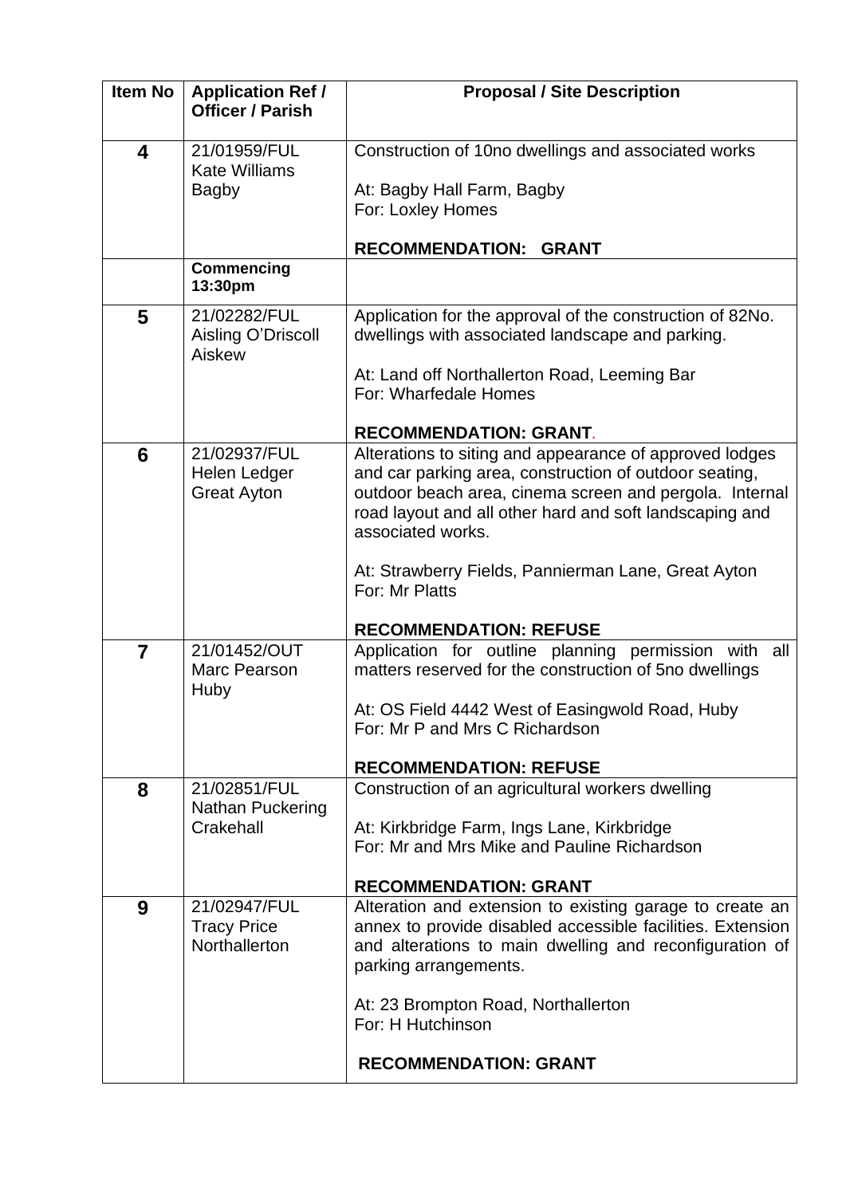| Item No | Application Ref / Officer / Parish | Proposal / Site Description |
|---|---|---|
| **4** | 21/01959/FUL<br>Kate Williams<br>Bagby | Construction of 10no dwellings and associated works<br><br>At: Bagby Hall Farm, Bagby<br>For: Loxley Homes<br><br>**RECOMMENDATION: GRANT** |
| | **Commencing 13:30pm** | |
| **5** | 21/02282/FUL<br>Aisling O'Driscoll<br>Aiskew | Application for the approval of the construction of 82No. dwellings with associated landscape and parking.<br><br>At: Land off Northallerton Road, Leeming Bar<br>For: Wharfedale Homes<br><br>**RECOMMENDATION: GRANT.** |
| **6** | 21/02937/FUL<br>Helen Ledger<br>Great Ayton | Alterations to siting and appearance of approved lodges and car parking area, construction of outdoor seating, outdoor beach area, cinema screen and pergola. Internal road layout and all other hard and soft landscaping and associated works.<br><br>At: Strawberry Fields, Pannierman Lane, Great Ayton<br>For: Mr Platts<br><br>**RECOMMENDATION: REFUSE** |
| **7** | 21/01452/OUT<br>Marc Pearson<br>Huby | Application for outline planning permission with all matters reserved for the construction of 5no dwellings<br><br>At: OS Field 4442 West of Easingwold Road, Huby<br>For: Mr P and Mrs C Richardson<br><br>**RECOMMENDATION: REFUSE** |
| **8** | 21/02851/FUL<br>Nathan Puckering<br>Crakehall | Construction of an agricultural workers dwelling<br><br>At: Kirkbridge Farm, Ings Lane, Kirkbridge<br>For: Mr and Mrs Mike and Pauline Richardson<br><br>**RECOMMENDATION: GRANT** |
| **9** | 21/02947/FUL<br>Tracy Price<br>Northallerton | Alteration and extension to existing garage to create an annex to provide disabled accessible facilities. Extension and alterations to main dwelling and reconfiguration of parking arrangements.<br><br>At: 23 Brompton Road, Northallerton<br>For: H Hutchinson<br><br>**RECOMMENDATION: GRANT** |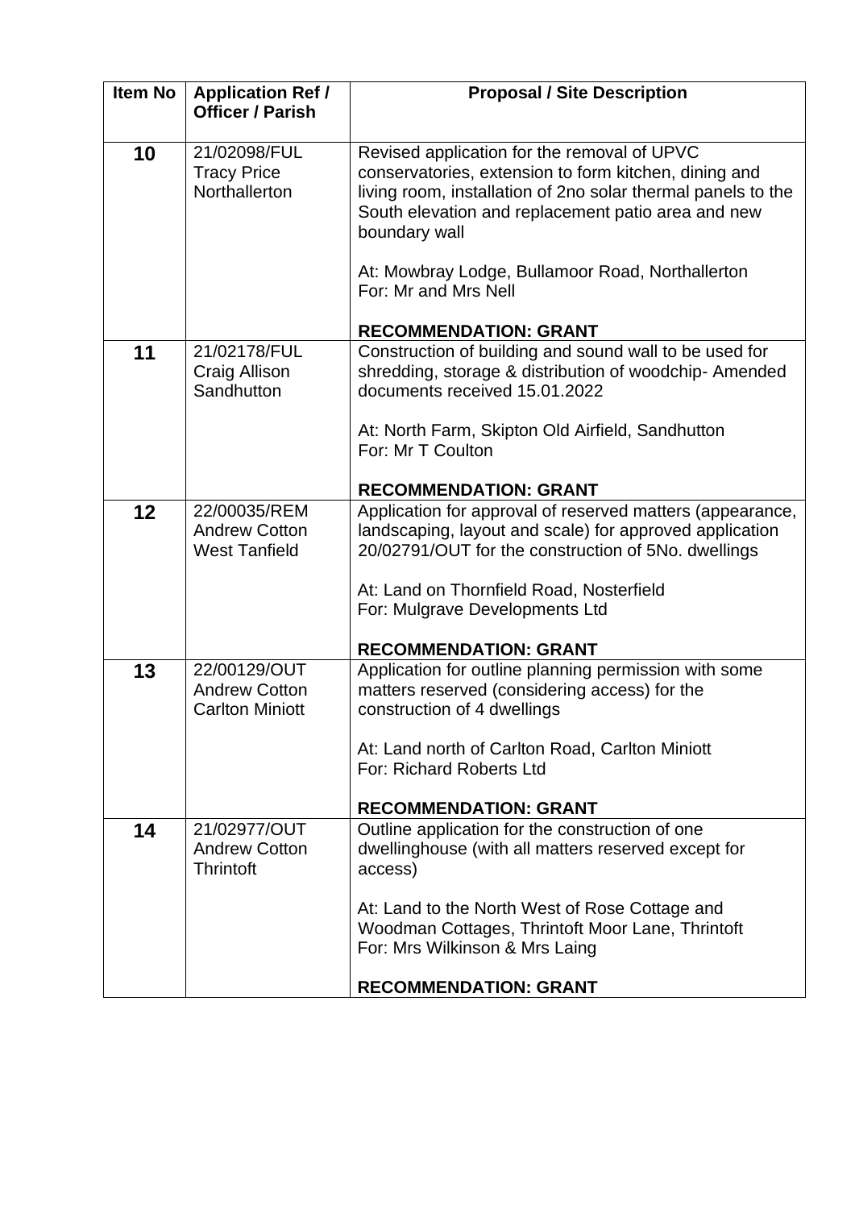| Item No | Application Ref / Officer / Parish | Proposal / Site Description |
|---|---|---|
| **10** | 21/02098/FUL<br>Tracy Price<br>Northallerton | Revised application for the removal of UPVC conservatories, extension to form kitchen, dining and living room, installation of 2no solar thermal panels to the South elevation and replacement patio area and new boundary wall<br><br>At: Mowbray Lodge, Bullamoor Road, Northallerton<br>For: Mr and Mrs Nell<br><br>**RECOMMENDATION: GRANT** |
| **11** | 21/02178/FUL<br>Craig Allison<br>Sandhutton | Construction of building and sound wall to be used for shredding, storage & distribution of woodchip- Amended documents received 15.01.2022<br><br>At: North Farm, Skipton Old Airfield, Sandhutton<br>For: Mr T Coulton<br><br>**RECOMMENDATION: GRANT** |
| **12** | 22/00035/REM<br>Andrew Cotton<br>West Tanfield | Application for approval of reserved matters (appearance, landscaping, layout and scale) for approved application 20/02791/OUT for the construction of 5No. dwellings<br><br>At: Land on Thornfield Road, Nosterfield<br>For: Mulgrave Developments Ltd<br><br>**RECOMMENDATION: GRANT** |
| **13** | 22/00129/OUT<br>Andrew Cotton<br>Carlton Miniott | Application for outline planning permission with some matters reserved (considering access) for the construction of 4 dwellings<br><br>At: Land north of Carlton Road, Carlton Miniott<br>For: Richard Roberts Ltd<br><br>**RECOMMENDATION: GRANT** |
| **14** | 21/02977/OUT<br>Andrew Cotton<br>Thrintoft | Outline application for the construction of one dwellinghouse (with all matters reserved except for access)<br><br>At: Land to the North West of Rose Cottage and Woodman Cottages, Thrintoft Moor Lane, Thrintoft<br>For: Mrs Wilkinson & Mrs Laing<br><br>**RECOMMENDATION: GRANT** |